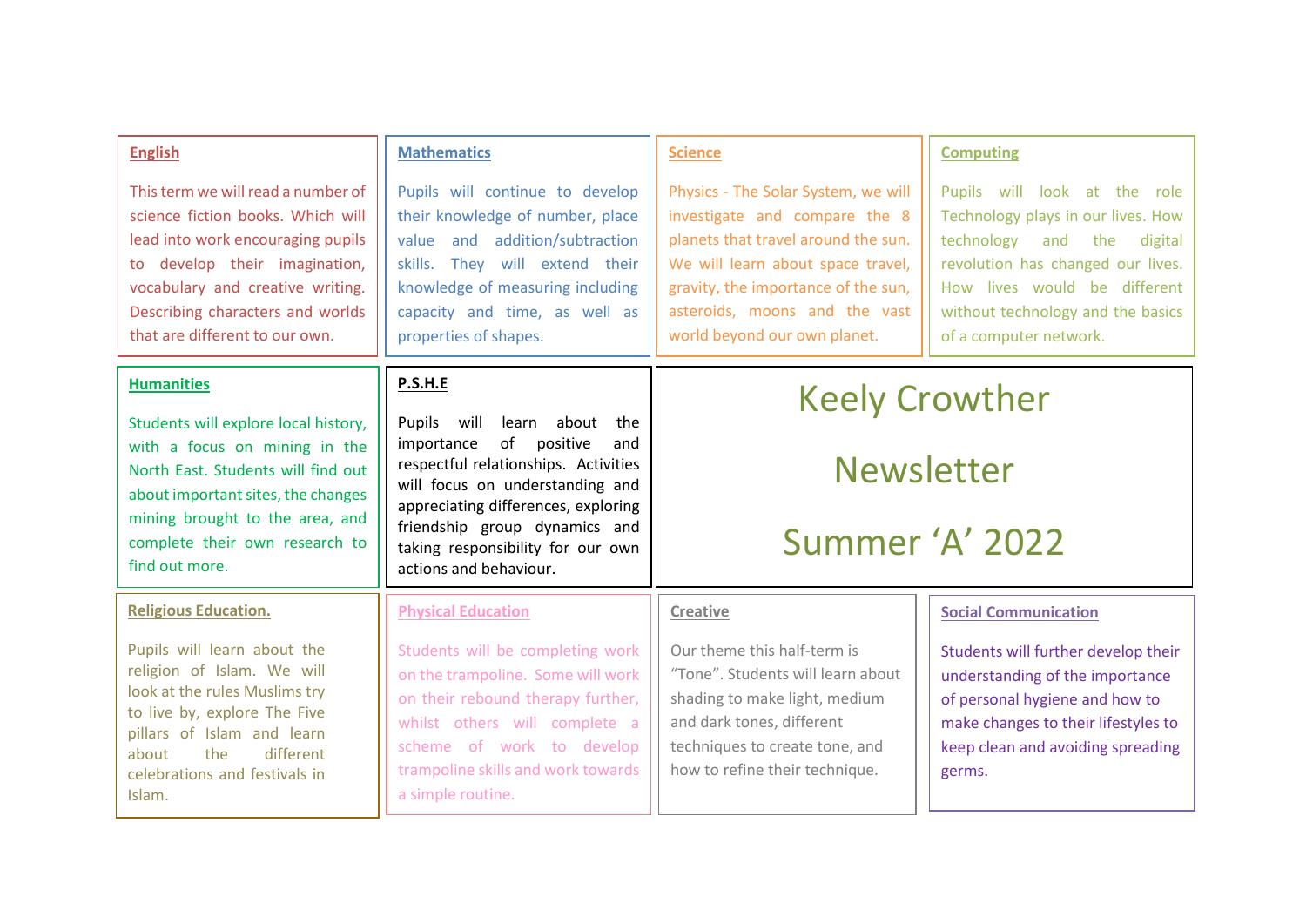# Keely Crowther

# Newsletter

# Summer 'A' 2022

## English

This term we will read a number of science fiction books. Which will lead into work encouraging pupils to develop their imagination, vocabulary and creative writing. Describing characters and worlds that are different to our own.

## Mathematics

Pupils will continue to develop their knowledge of number, place value and addition/subtraction skills. They will extend their knowledge of measuring including capacity and time, as well as properties of shapes.

## Science

Physics - The Solar System, we will investigate and compare the 8 planets that travel around the sun. We will learn about space travel, gravity, the importance of the sun, asteroids, moons and the vast world beyond our own planet.

## Computing

Pupils will look at the role Technology plays in our lives. How technology and the digital revolution has changed our lives. How lives would be different without technology and the basics of a computer network.

## Humanities

Students will explore local history, with a focus on mining in the North East. Students will find out about important sites, the changes mining brought to the area, and complete their own research to find out more.

## P.S.H.E

Pupils will learn about the importance of positive and respectful relationships. Activities will focus on understanding and appreciating differences, exploring friendship group dynamics and taking responsibility for our own actions and behaviour.

## Religious Education.

Pupils will learn about the religion of Islam. We will look at the rules Muslims try to live by, explore The Five pillars of Islam and learn about the different celebrations and festivals in Islam.

## Physical Education

Students will be completing work on the trampoline. Some will work on their rebound therapy further, whilst others will complete a scheme of work to develop trampoline skills and work towards a simple routine.

## Creative

Our theme this half-term is "Tone". Students will learn about shading to make light, medium and dark tones, different techniques to create tone, and how to refine their technique.

## Social Communication

Students will further develop their understanding of the importance of personal hygiene and how to make changes to their lifestyles to keep clean and avoiding spreading germs.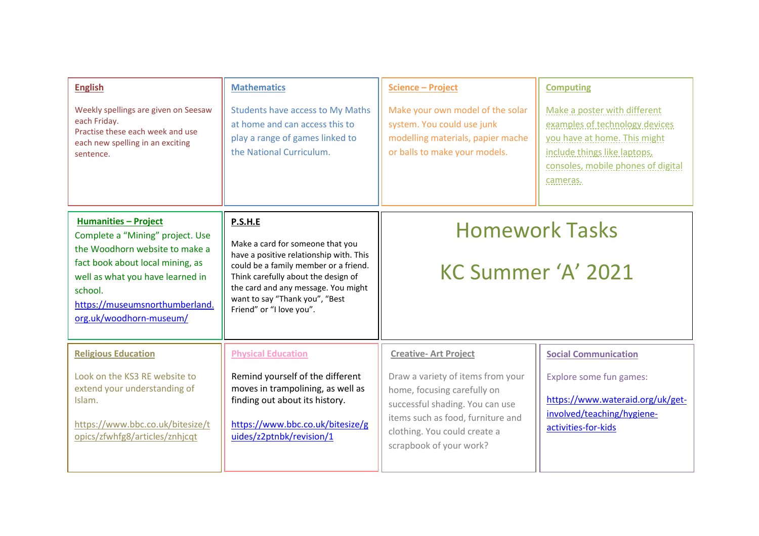# Homework Tasks

# KC Summer 'A' 2021

## English

Weekly spellings are given on Seesaw each Friday.
Practise these each week and use each new spelling in an exciting sentence.

## Mathematics

Students have access to My Maths at home and can access this to play a range of games linked to the National Curriculum.

## Science – Project

Make your own model of the solar system. You could use junk modelling materials, papier mache or balls to make your models.

## Computing

Make a poster with different examples of technology devices you have at home. This might include things like laptops, consoles, mobile phones of digital cameras.

## Humanities – Project

Complete a "Mining" project. Use the Woodhorn website to make a fact book about local mining, as well as what you have learned in school.

https://museumsnorthumberland.org.uk/woodhorn-museum/

## P.S.H.E

Make a card for someone that you have a positive relationship with. This could be a family member or a friend. Think carefully about the design of the card and any message. You might want to say "Thank you", "Best Friend" or "I love you".

## Religious Education

Look on the KS3 RE website to extend your understanding of Islam.

https://www.bbc.co.uk/bitesize/topics/zfwhfg8/articles/znhjcqt

## Physical Education

Remind yourself of the different moves in trampolining, as well as finding out about its history.

https://www.bbc.co.uk/bitesize/guides/z2ptnbk/revision/1

## Creative- Art Project

Draw a variety of items from your home, focusing carefully on successful shading. You can use items such as food, furniture and clothing. You could create a scrapbook of your work?

## Social Communication

Explore some fun games:

https://www.wateraid.org/uk/get-involved/teaching/hygiene-activities-for-kids